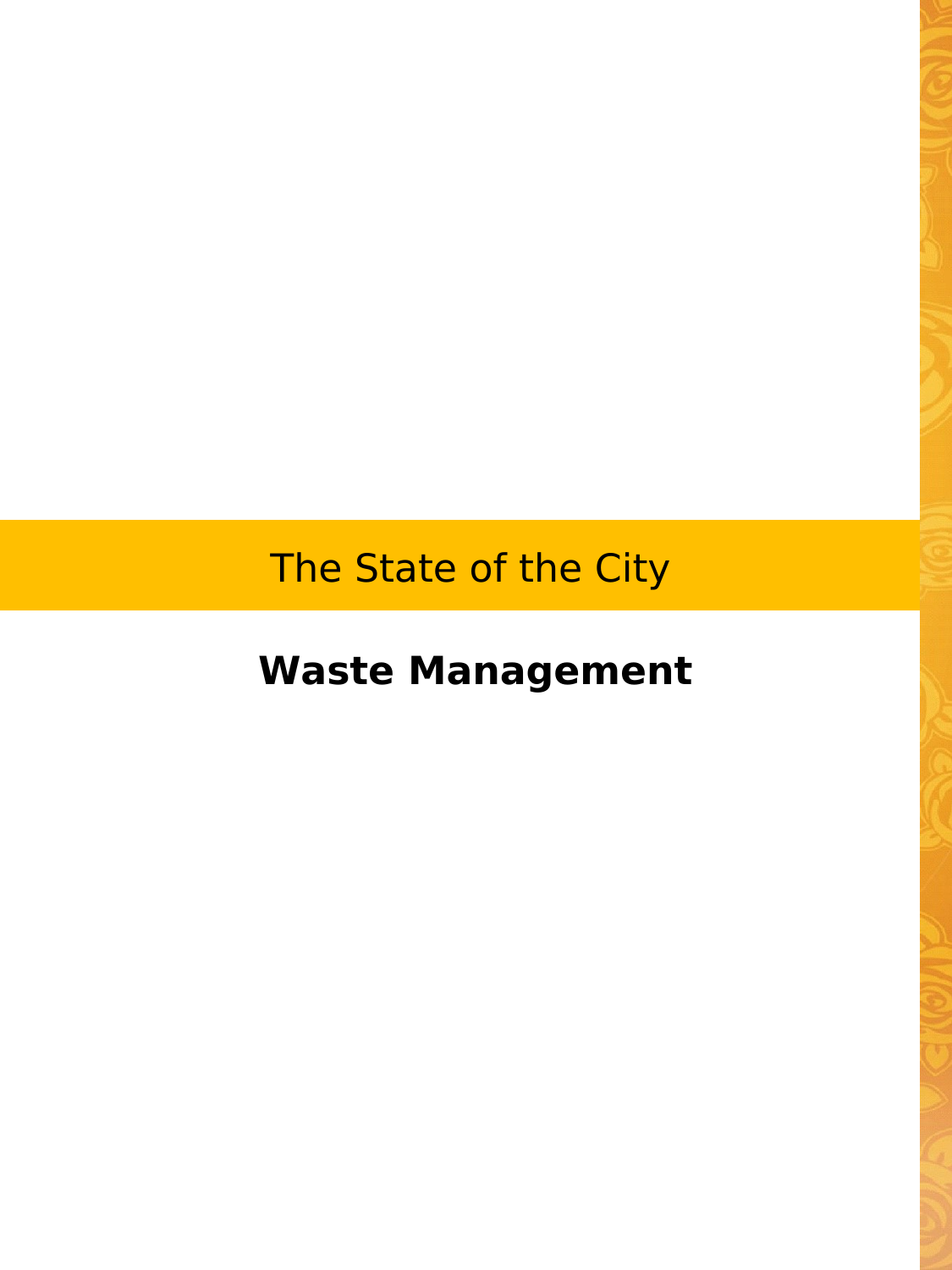# The State of the City

## Waste Management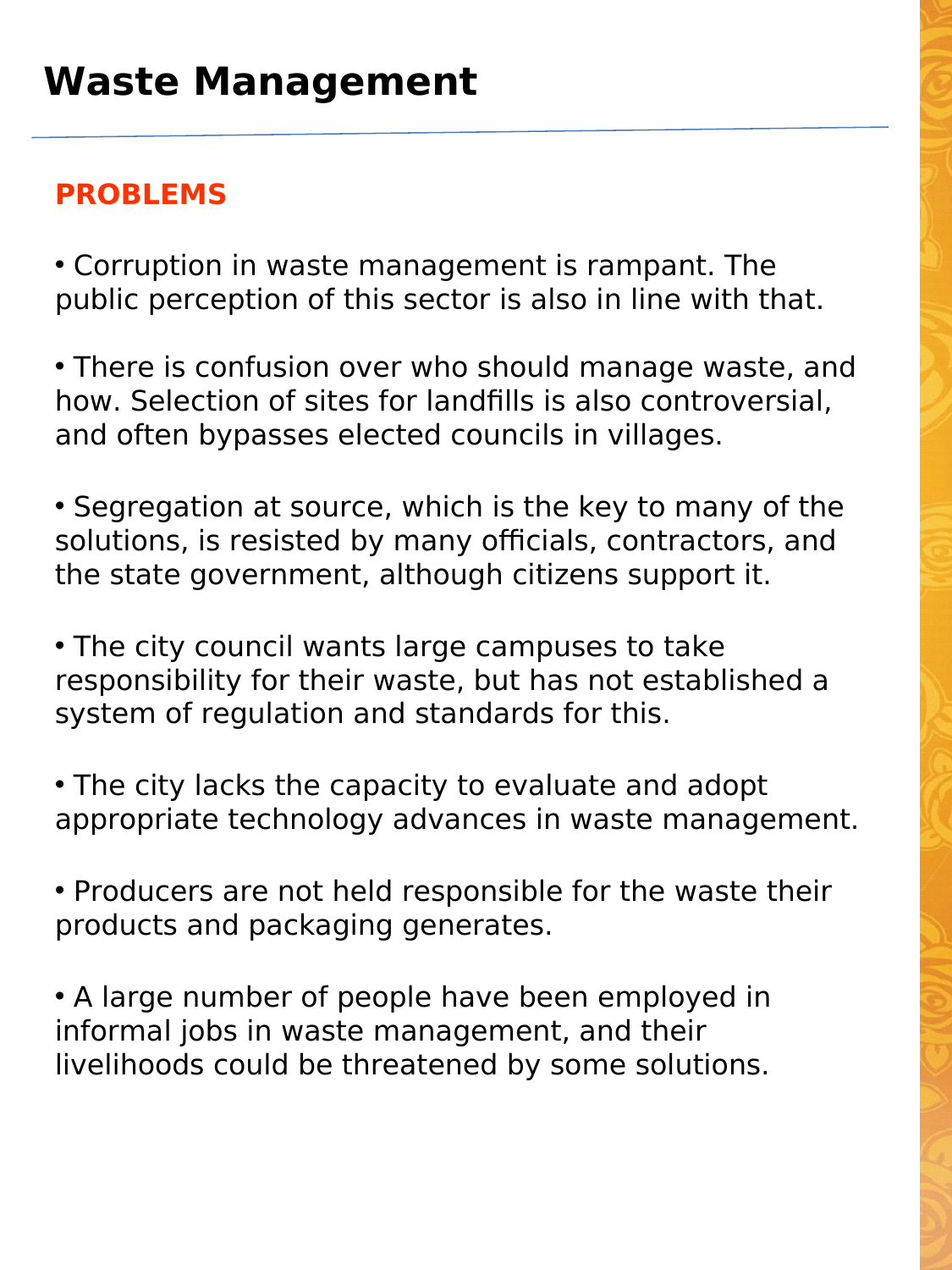# Waste Management

## PROBLEMS

- Corruption in waste management is rampant. The public perception of this sector is also in line with that.

- There is confusion over who should manage waste, and how. Selection of sites for landfills is also controversial, and often bypasses elected councils in villages.

- Segregation at source, which is the key to many of the solutions, is resisted by many officials, contractors, and the state government, although citizens support it.

- The city council wants large campuses to take responsibility for their waste, but has not established a system of regulation and standards for this.

- The city lacks the capacity to evaluate and adopt appropriate technology advances in waste management.

- Producers are not held responsible for the waste their products and packaging generates.

- A large number of people have been employed in informal jobs in waste management, and their livelihoods could be threatened by some solutions.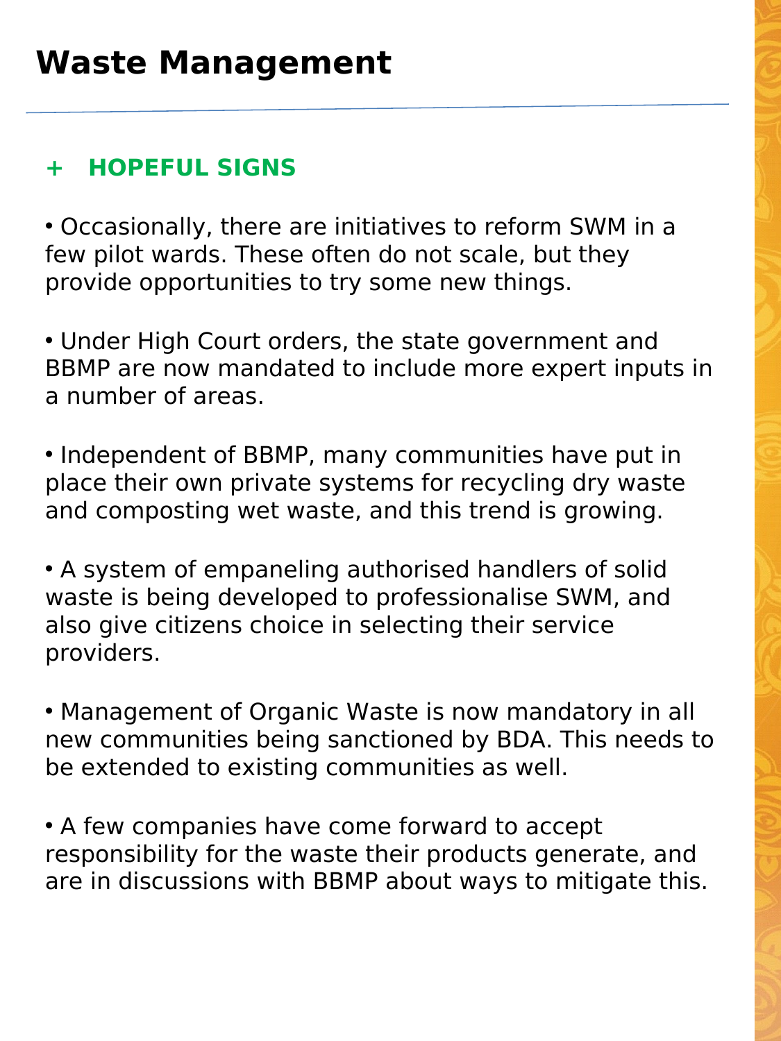# Waste Management

## + HOPEFUL SIGNS

- Occasionally, there are initiatives to reform SWM in a few pilot wards. These often do not scale, but they provide opportunities to try some new things.

- Under High Court orders, the state government and BBMP are now mandated to include more expert inputs in a number of areas.

- Independent of BBMP, many communities have put in place their own private systems for recycling dry waste and composting wet waste, and this trend is growing.

- A system of empaneling authorised handlers of solid waste is being developed to professionalise SWM, and also give citizens choice in selecting their service providers.

- Management of Organic Waste is now mandatory in all new communities being sanctioned by BDA. This needs to be extended to existing communities as well.

- A few companies have come forward to accept responsibility for the waste their products generate, and are in discussions with BBMP about ways to mitigate this.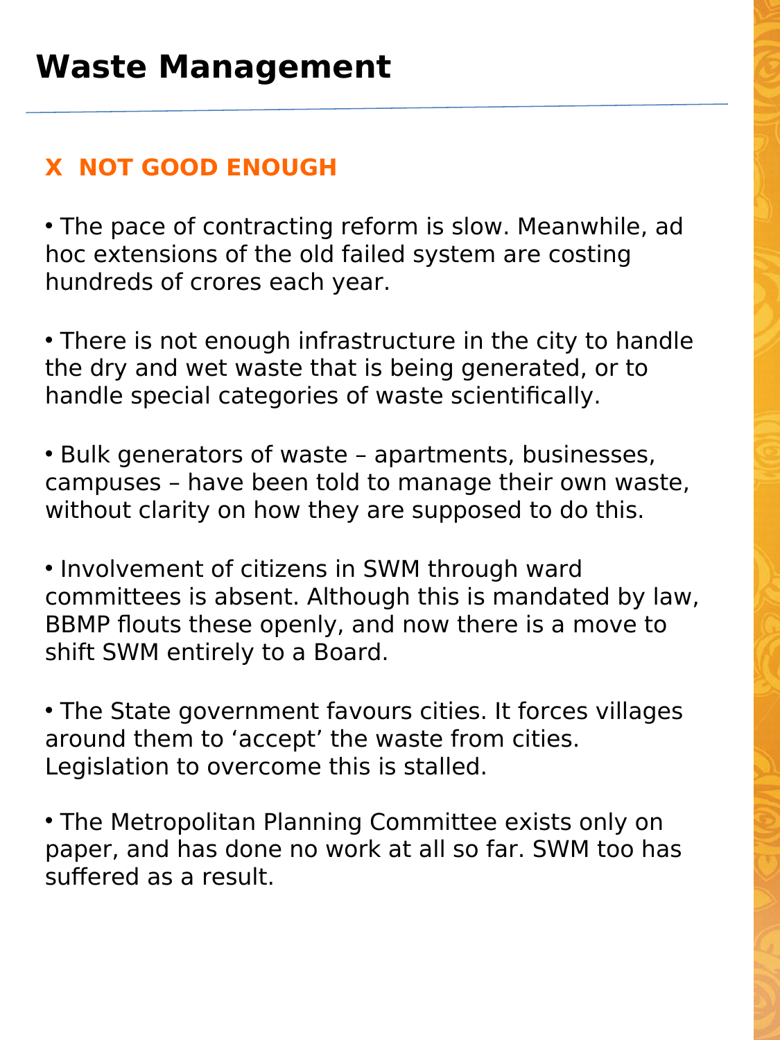# Waste Management

## X NOT GOOD ENOUGH

- The pace of contracting reform is slow. Meanwhile, ad hoc extensions of the old failed system are costing hundreds of crores each year.

- There is not enough infrastructure in the city to handle the dry and wet waste that is being generated, or to handle special categories of waste scientifically.

- Bulk generators of waste – apartments, businesses, campuses – have been told to manage their own waste, without clarity on how they are supposed to do this.

- Involvement of citizens in SWM through ward committees is absent. Although this is mandated by law, BBMP flouts these openly, and now there is a move to shift SWM entirely to a Board.

- The State government favours cities. It forces villages around them to 'accept' the waste from cities. Legislation to overcome this is stalled.

- The Metropolitan Planning Committee exists only on paper, and has done no work at all so far. SWM too has suffered as a result.